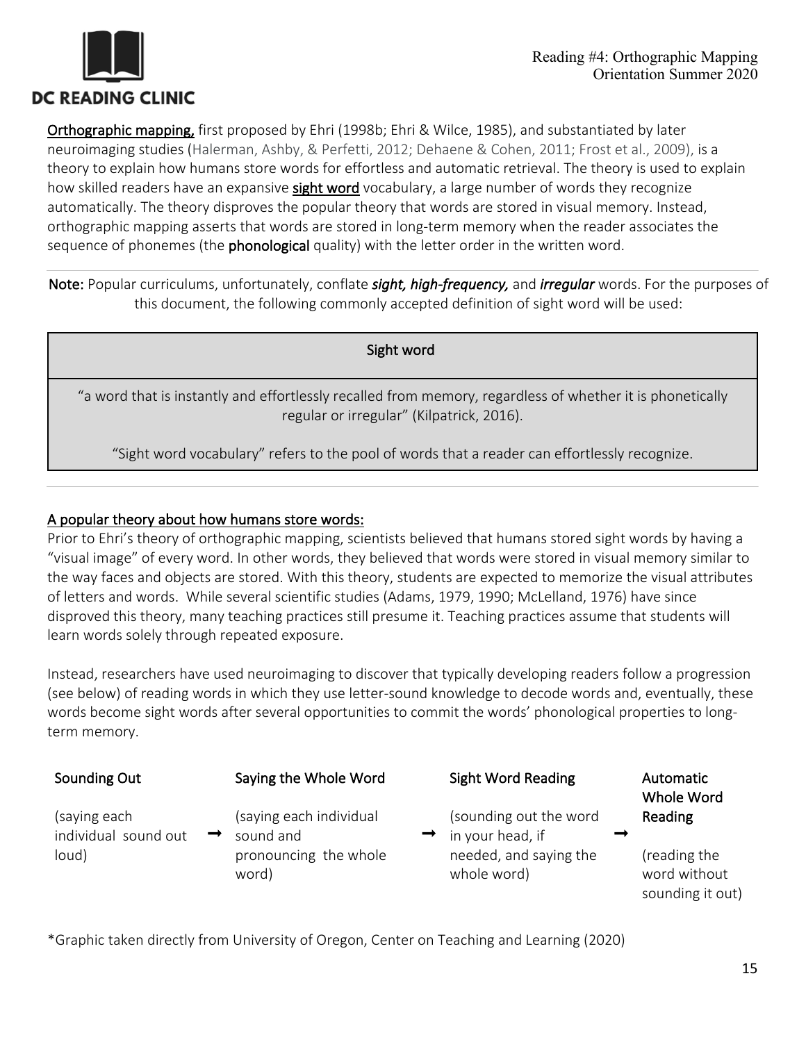**Orthographic mapping,** first proposed by Ehri (1998b; Ehri & Wilce, 1985), and substantiated by later neuroimaging studies (Halerman, Ashby, & Perfetti, 2012; Dehaene & Cohen, 2011; Frost et al., 2009), is a theory to explain how humans store words for effortless and automatic retrieval. The theory is used to explain how skilled readers have an expansive **sight word** vocabulary, a large number of words they recognize automatically. The theory disproves the popular theory that words are stored in visual memory. Instead, orthographic mapping asserts that words are stored in long-term memory when the reader associates the sequence of phonemes (the **phonological** quality) with the letter order in the written word.

---

**Note:** Popular curriculums, unfortunately, conflate ***sight, high-frequency,*** and ***irregular*** words. For the purposes of this document, the following commonly accepted definition of sight word will be used:

| Sight word |
|---|
| "a word that is instantly and effortlessly recalled from memory, regardless of whether it is phonetically regular or irregular" (Kilpatrick, 2016). "Sight word vocabulary" refers to the pool of words that a reader can effortlessly recognize. |

---

## A popular theory about how humans store words:

Prior to Ehri's theory of orthographic mapping, scientists believed that humans stored sight words by having a "visual image" of every word. In other words, they believed that words were stored in visual memory similar to the way faces and objects are stored. With this theory, students are expected to memorize the visual attributes of letters and words. While several scientific studies (Adams, 1979, 1990; McLelland, 1976) have since disproved this theory, many teaching practices still presume it. Teaching practices assume that students will learn words solely through repeated exposure.

Instead, researchers have used neuroimaging to discover that typically developing readers follow a progression (see below) of reading words in which they use letter-sound knowledge to decode words and, eventually, these words become sight words after several opportunities to commit the words' phonological properties to long-term memory.

| Sounding Out | | Saying the Whole Word | | Sight Word Reading | | Automatic Whole Word Reading |
|---|---|---|---|---|---|---|
| (saying each individual sound out loud) | → | (saying each individual sound and pronouncing the whole word) | → | (sounding out the word in your head, if needed, and saying the whole word) | → | (reading the word without sounding it out) |

*Graphic taken directly from University of Oregon, Center on Teaching and Learning (2020)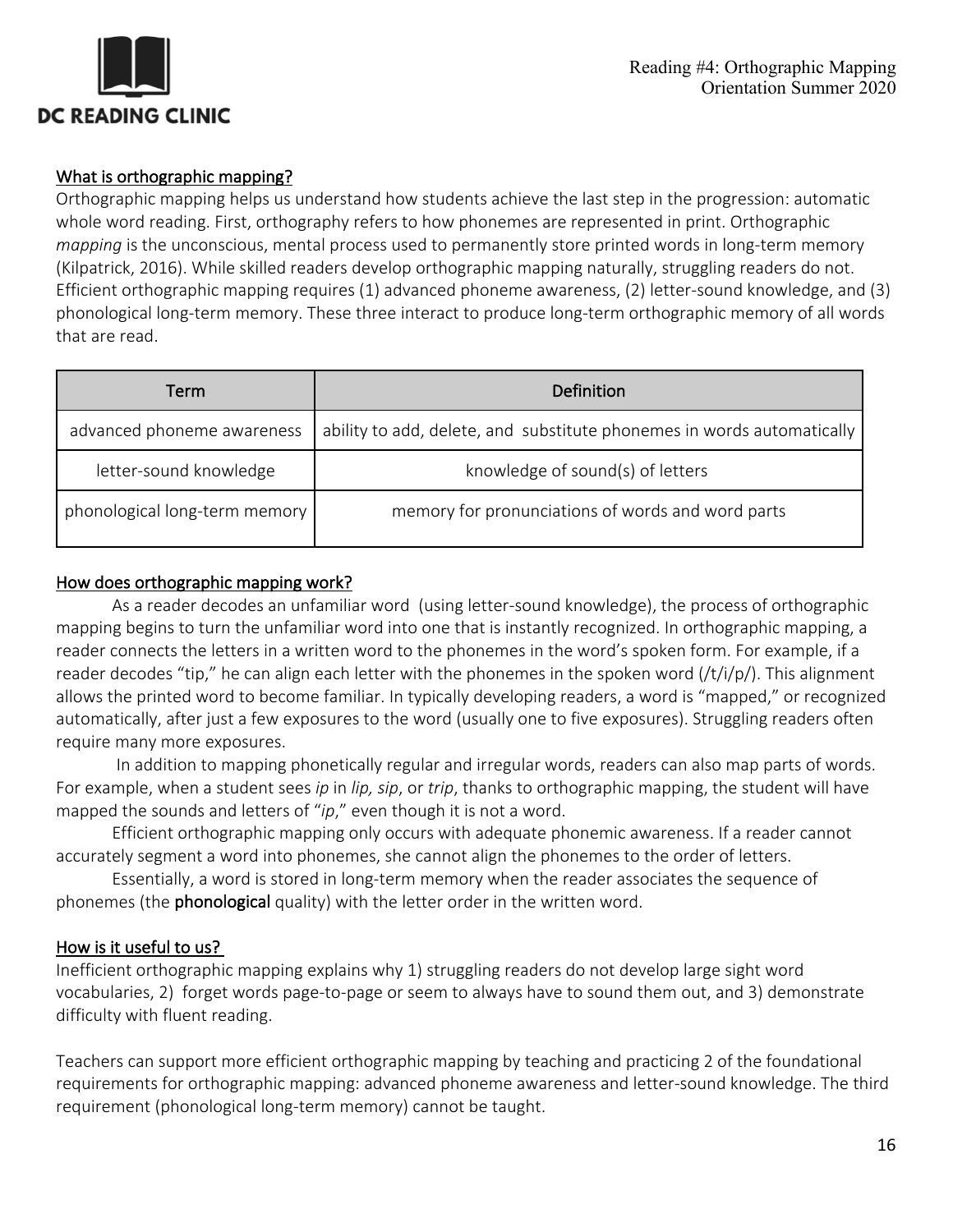## What is orthographic mapping?

Orthographic mapping helps us understand how students achieve the last step in the progression: automatic whole word reading. First, orthography refers to how phonemes are represented in print. Orthographic *mapping* is the unconscious, mental process used to permanently store printed words in long-term memory (Kilpatrick, 2016). While skilled readers develop orthographic mapping naturally, struggling readers do not. Efficient orthographic mapping requires (1) advanced phoneme awareness, (2) letter-sound knowledge, and (3) phonological long-term memory. These three interact to produce long-term orthographic memory of all words that are read.

| Term | Definition |
|---|---|
| advanced phoneme awareness | ability to add, delete, and substitute phonemes in words automatically |
| letter-sound knowledge | knowledge of sound(s) of letters |
| phonological long-term memory | memory for pronunciations of words and word parts |

## How does orthographic mapping work?

As a reader decodes an unfamiliar word (using letter-sound knowledge), the process of orthographic mapping begins to turn the unfamiliar word into one that is instantly recognized. In orthographic mapping, a reader connects the letters in a written word to the phonemes in the word's spoken form. For example, if a reader decodes "tip," he can align each letter with the phonemes in the spoken word (/t/i/p/). This alignment allows the printed word to become familiar. In typically developing readers, a word is "mapped," or recognized automatically, after just a few exposures to the word (usually one to five exposures). Struggling readers often require many more exposures.

In addition to mapping phonetically regular and irregular words, readers can also map parts of words. For example, when a student sees *ip* in *lip, sip*, or *trip*, thanks to orthographic mapping, the student will have mapped the sounds and letters of "*ip*," even though it is not a word.

Efficient orthographic mapping only occurs with adequate phonemic awareness. If a reader cannot accurately segment a word into phonemes, she cannot align the phonemes to the order of letters.

Essentially, a word is stored in long-term memory when the reader associates the sequence of phonemes (the **phonological** quality) with the letter order in the written word.

## How is it useful to us?

Inefficient orthographic mapping explains why 1) struggling readers do not develop large sight word vocabularies, 2) forget words page-to-page or seem to always have to sound them out, and 3) demonstrate difficulty with fluent reading.

Teachers can support more efficient orthographic mapping by teaching and practicing 2 of the foundational requirements for orthographic mapping: advanced phoneme awareness and letter-sound knowledge. The third requirement (phonological long-term memory) cannot be taught.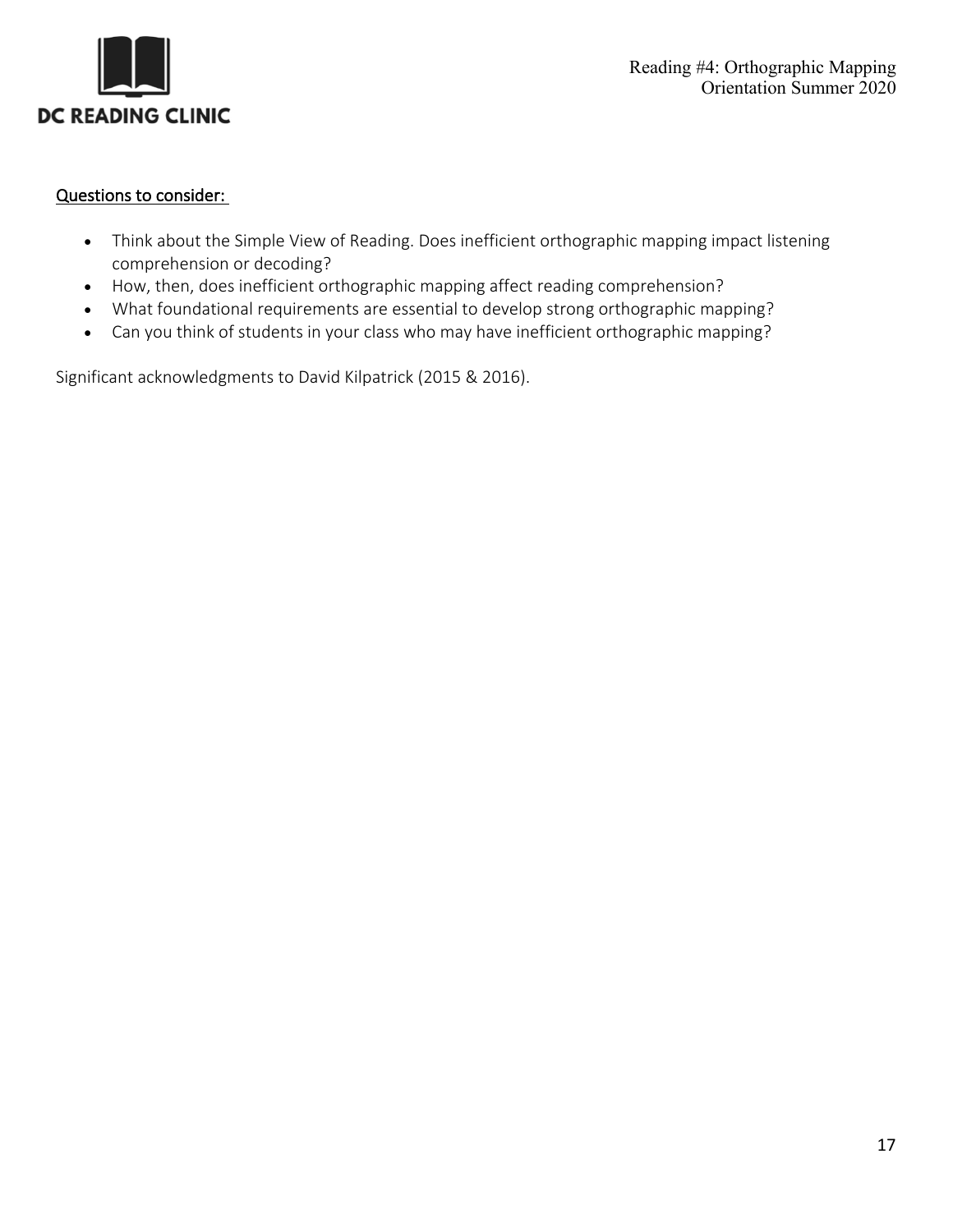Questions to consider:

- Think about the Simple View of Reading. Does inefficient orthographic mapping impact listening comprehension or decoding?
- How, then, does inefficient orthographic mapping affect reading comprehension?
- What foundational requirements are essential to develop strong orthographic mapping?
- Can you think of students in your class who may have inefficient orthographic mapping?

Significant acknowledgments to David Kilpatrick (2015 & 2016).